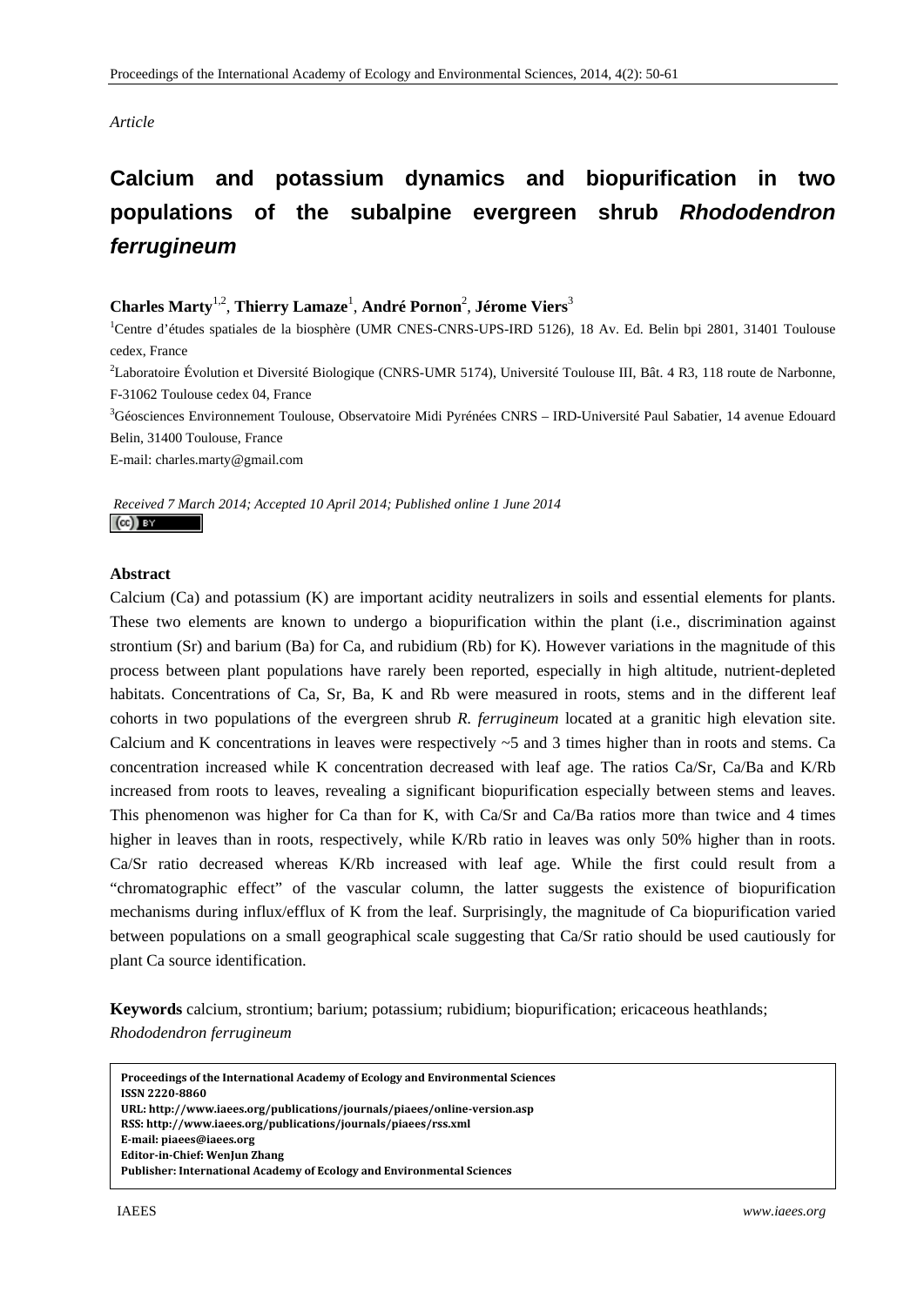*Article*

# Calcium and potassium dynamics and biopurification in two populations of the subalpine evergreen shrub *Rhododendron ferrugineum*

**Charles Marty**[1,2], **Thierry Lamaze**[1], **André Pornon**[2], **Jérome Viers**[3]

[1]Centre d'études spatiales de la biosphère (UMR CNES-CNRS-UPS-IRD 5126), 18 Av. Ed. Belin bpi 2801, 31401 Toulouse cedex, France

[2]Laboratoire Évolution et Diversité Biologique (CNRS-UMR 5174), Université Toulouse III, Bât. 4 R3, 118 route de Narbonne, F-31062 Toulouse cedex 04, France

[3]Géosciences Environnement Toulouse, Observatoire Midi Pyrénées CNRS – IRD-Université Paul Sabatier, 14 avenue Edouard Belin, 31400 Toulouse, France

E-mail: charles.marty@gmail.com

*Received 7 March 2014; Accepted 10 April 2014; Published online 1 June 2014*

## Abstract

Calcium (Ca) and potassium (K) are important acidity neutralizers in soils and essential elements for plants. These two elements are known to undergo a biopurification within the plant (i.e., discrimination against strontium (Sr) and barium (Ba) for Ca, and rubidium (Rb) for K). However variations in the magnitude of this process between plant populations have rarely been reported, especially in high altitude, nutrient-depleted habitats. Concentrations of Ca, Sr, Ba, K and Rb were measured in roots, stems and in the different leaf cohorts in two populations of the evergreen shrub *R. ferrugineum* located at a granitic high elevation site. Calcium and K concentrations in leaves were respectively ~5 and 3 times higher than in roots and stems. Ca concentration increased while K concentration decreased with leaf age. The ratios Ca/Sr, Ca/Ba and K/Rb increased from roots to leaves, revealing a significant biopurification especially between stems and leaves. This phenomenon was higher for Ca than for K, with Ca/Sr and Ca/Ba ratios more than twice and 4 times higher in leaves than in roots, respectively, while K/Rb ratio in leaves was only 50% higher than in roots. Ca/Sr ratio decreased whereas K/Rb increased with leaf age. While the first could result from a "chromatographic effect" of the vascular column, the latter suggests the existence of biopurification mechanisms during influx/efflux of K from the leaf. Surprisingly, the magnitude of Ca biopurification varied between populations on a small geographical scale suggesting that Ca/Sr ratio should be used cautiously for plant Ca source identification.

**Keywords** calcium, strontium; barium; potassium; rubidium; biopurification; ericaceous heathlands; *Rhododendron ferrugineum*

**Proceedings of the International Academy of Ecology and Environmental Sciences**
**ISSN 2220-8860**
**URL: http://www.iaees.org/publications/journals/piaees/online-version.asp**
**RSS: http://www.iaees.org/publications/journals/piaees/rss.xml**
**E-mail: piaees@iaees.org**
**Editor-in-Chief: WenJun Zhang**
**Publisher: International Academy of Ecology and Environmental Sciences**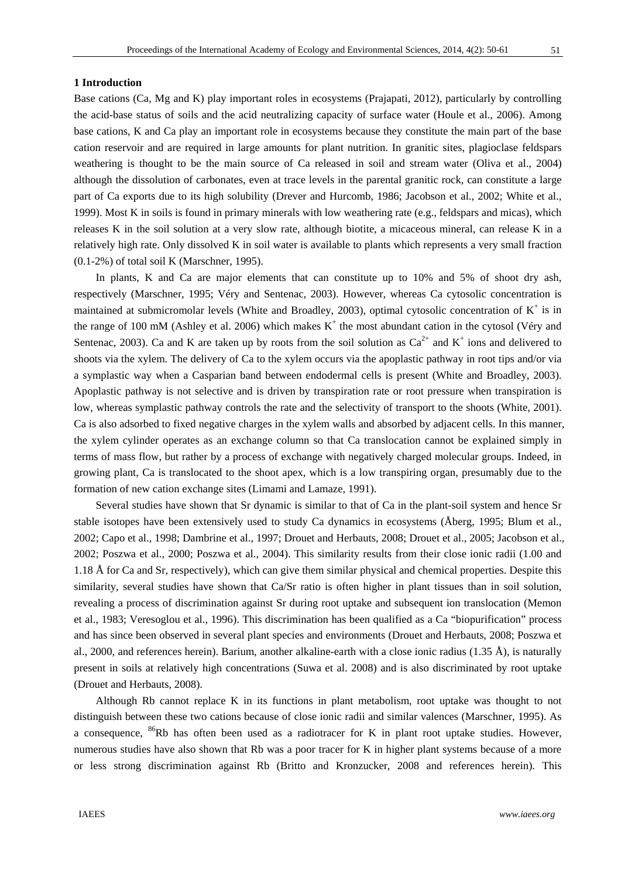## 1 Introduction

Base cations (Ca, Mg and K) play important roles in ecosystems (Prajapati, 2012), particularly by controlling the acid-base status of soils and the acid neutralizing capacity of surface water (Houle et al., 2006). Among base cations, K and Ca play an important role in ecosystems because they constitute the main part of the base cation reservoir and are required in large amounts for plant nutrition. In granitic sites, plagioclase feldspars weathering is thought to be the main source of Ca released in soil and stream water (Oliva et al., 2004) although the dissolution of carbonates, even at trace levels in the parental granitic rock, can constitute a large part of Ca exports due to its high solubility (Drever and Hurcomb, 1986; Jacobson et al., 2002; White et al., 1999). Most K in soils is found in primary minerals with low weathering rate (e.g., feldspars and micas), which releases K in the soil solution at a very slow rate, although biotite, a micaceous mineral, can release K in a relatively high rate. Only dissolved K in soil water is available to plants which represents a very small fraction (0.1-2%) of total soil K (Marschner, 1995).

In plants, K and Ca are major elements that can constitute up to 10% and 5% of shoot dry ash, respectively (Marschner, 1995; Véry and Sentenac, 2003). However, whereas Ca cytosolic concentration is maintained at submicromolar levels (White and Broadley, 2003), optimal cytosolic concentration of $K^+$ is in the range of 100 mM (Ashley et al. 2006) which makes $K^+$ the most abundant cation in the cytosol (Véry and Sentenac, 2003). Ca and K are taken up by roots from the soil solution as $Ca^{2+}$ and $K^+$ ions and delivered to shoots via the xylem. The delivery of Ca to the xylem occurs via the apoplastic pathway in root tips and/or via a symplastic way when a Casparian band between endodermal cells is present (White and Broadley, 2003). Apoplastic pathway is not selective and is driven by transpiration rate or root pressure when transpiration is low, whereas symplastic pathway controls the rate and the selectivity of transport to the shoots (White, 2001). Ca is also adsorbed to fixed negative charges in the xylem walls and absorbed by adjacent cells. In this manner, the xylem cylinder operates as an exchange column so that Ca translocation cannot be explained simply in terms of mass flow, but rather by a process of exchange with negatively charged molecular groups. Indeed, in growing plant, Ca is translocated to the shoot apex, which is a low transpiring organ, presumably due to the formation of new cation exchange sites (Limami and Lamaze, 1991).

Several studies have shown that Sr dynamic is similar to that of Ca in the plant-soil system and hence Sr stable isotopes have been extensively used to study Ca dynamics in ecosystems (Åberg, 1995; Blum et al., 2002; Capo et al., 1998; Dambrine et al., 1997; Drouet and Herbauts, 2008; Drouet et al., 2005; Jacobson et al., 2002; Poszwa et al., 2000; Poszwa et al., 2004). This similarity results from their close ionic radii (1.00 and 1.18 Å for Ca and Sr, respectively), which can give them similar physical and chemical properties. Despite this similarity, several studies have shown that Ca/Sr ratio is often higher in plant tissues than in soil solution, revealing a process of discrimination against Sr during root uptake and subsequent ion translocation (Memon et al., 1983; Veresoglou et al., 1996). This discrimination has been qualified as a Ca "biopurification" process and has since been observed in several plant species and environments (Drouet and Herbauts, 2008; Poszwa et al., 2000, and references herein). Barium, another alkaline-earth with a close ionic radius (1.35 Å), is naturally present in soils at relatively high concentrations (Suwa et al. 2008) and is also discriminated by root uptake (Drouet and Herbauts, 2008).

Although Rb cannot replace K in its functions in plant metabolism, root uptake was thought to not distinguish between these two cations because of close ionic radii and similar valences (Marschner, 1995). As a consequence, $^{86}Rb$ has often been used as a radiotracer for K in plant root uptake studies. However, numerous studies have also shown that Rb was a poor tracer for K in higher plant systems because of a more or less strong discrimination against Rb (Britto and Kronzucker, 2008 and references herein). This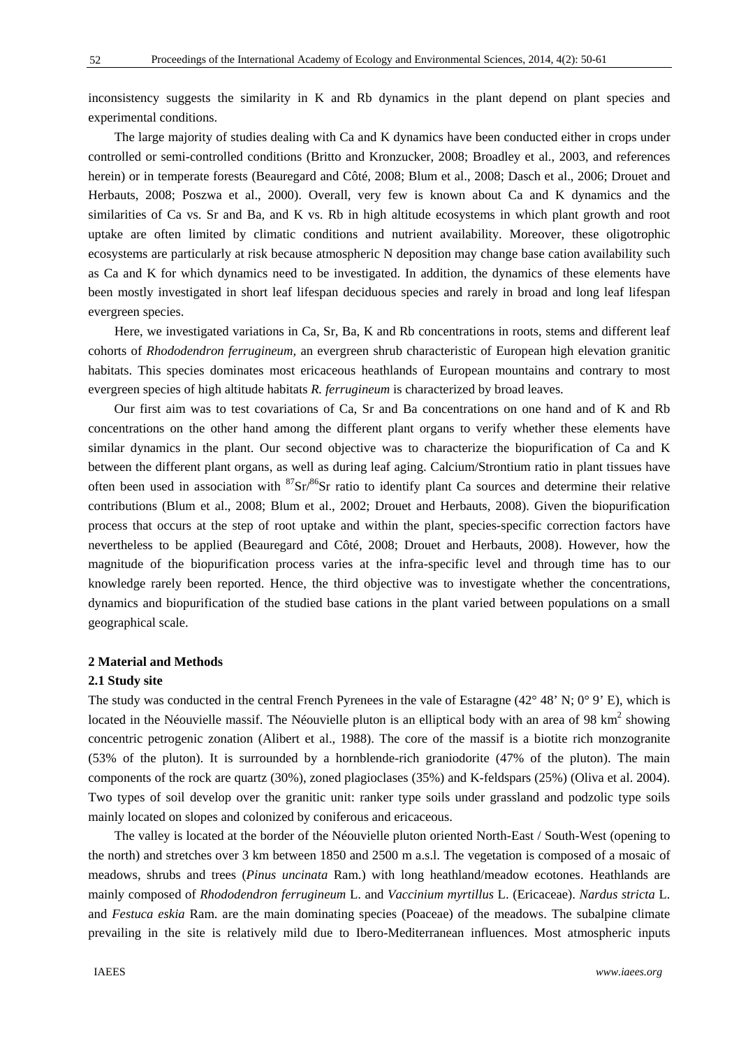inconsistency suggests the similarity in K and Rb dynamics in the plant depend on plant species and experimental conditions.

The large majority of studies dealing with Ca and K dynamics have been conducted either in crops under controlled or semi-controlled conditions (Britto and Kronzucker, 2008; Broadley et al., 2003, and references herein) or in temperate forests (Beauregard and Côté, 2008; Blum et al., 2008; Dasch et al., 2006; Drouet and Herbauts, 2008; Poszwa et al., 2000). Overall, very few is known about Ca and K dynamics and the similarities of Ca vs. Sr and Ba, and K vs. Rb in high altitude ecosystems in which plant growth and root uptake are often limited by climatic conditions and nutrient availability. Moreover, these oligotrophic ecosystems are particularly at risk because atmospheric N deposition may change base cation availability such as Ca and K for which dynamics need to be investigated. In addition, the dynamics of these elements have been mostly investigated in short leaf lifespan deciduous species and rarely in broad and long leaf lifespan evergreen species.

Here, we investigated variations in Ca, Sr, Ba, K and Rb concentrations in roots, stems and different leaf cohorts of *Rhododendron ferrugineum*, an evergreen shrub characteristic of European high elevation granitic habitats. This species dominates most ericaceous heathlands of European mountains and contrary to most evergreen species of high altitude habitats *R. ferrugineum* is characterized by broad leaves.

Our first aim was to test covariations of Ca, Sr and Ba concentrations on one hand and of K and Rb concentrations on the other hand among the different plant organs to verify whether these elements have similar dynamics in the plant. Our second objective was to characterize the biopurification of Ca and K between the different plant organs, as well as during leaf aging. Calcium/Strontium ratio in plant tissues have often been used in association with $^{87}Sr/^{86}Sr$ ratio to identify plant Ca sources and determine their relative contributions (Blum et al., 2008; Blum et al., 2002; Drouet and Herbauts, 2008). Given the biopurification process that occurs at the step of root uptake and within the plant, species-specific correction factors have nevertheless to be applied (Beauregard and Côté, 2008; Drouet and Herbauts, 2008). However, how the magnitude of the biopurification process varies at the infra-specific level and through time has to our knowledge rarely been reported. Hence, the third objective was to investigate whether the concentrations, dynamics and biopurification of the studied base cations in the plant varied between populations on a small geographical scale.

## 2 Material and Methods

### 2.1 Study site

The study was conducted in the central French Pyrenees in the vale of Estaragne (42° 48’ N; 0° 9’ E), which is located in the Néouvielle massif. The Néouvielle pluton is an elliptical body with an area of 98 km$^2$ showing concentric petrogenic zonation (Alibert et al., 1988). The core of the massif is a biotite rich monzogranite (53% of the pluton). It is surrounded by a hornblende-rich graniodorite (47% of the pluton). The main components of the rock are quartz (30%), zoned plagioclases (35%) and K-feldspars (25%) (Oliva et al. 2004). Two types of soil develop over the granitic unit: ranker type soils under grassland and podzolic type soils mainly located on slopes and colonized by coniferous and ericaceous.

The valley is located at the border of the Néouvielle pluton oriented North-East / South-West (opening to the north) and stretches over 3 km between 1850 and 2500 m a.s.l. The vegetation is composed of a mosaic of meadows, shrubs and trees (*Pinus uncinata* Ram.) with long heathland/meadow ecotones. Heathlands are mainly composed of *Rhododendron ferrugineum* L. and *Vaccinium myrtillus* L. (Ericaceae). *Nardus stricta* L. and *Festuca eskia* Ram. are the main dominating species (Poaceae) of the meadows. The subalpine climate prevailing in the site is relatively mild due to Ibero-Mediterranean influences. Most atmospheric inputs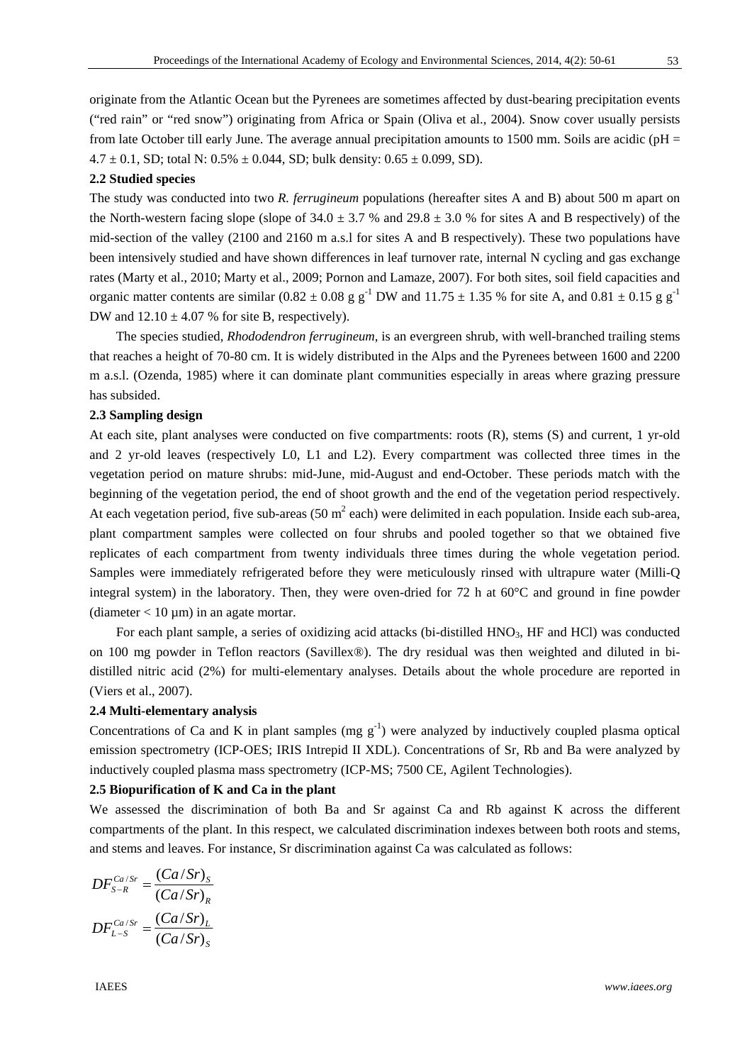originate from the Atlantic Ocean but the Pyrenees are sometimes affected by dust-bearing precipitation events ("red rain" or "red snow") originating from Africa or Spain (Oliva et al., 2004). Snow cover usually persists from late October till early June. The average annual precipitation amounts to 1500 mm. Soils are acidic (pH = $4.7 \pm 0.1$, SD; total N: $0.5\% \pm 0.044$, SD; bulk density: $0.65 \pm 0.099$, SD).

### 2.2 Studied species

The study was conducted into two *R. ferrugineum* populations (hereafter sites A and B) about 500 m apart on the North-western facing slope (slope of $34.0 \pm 3.7$ % and $29.8 \pm 3.0$ % for sites A and B respectively) of the mid-section of the valley (2100 and 2160 m a.s.l for sites A and B respectively). These two populations have been intensively studied and have shown differences in leaf turnover rate, internal N cycling and gas exchange rates (Marty et al., 2010; Marty et al., 2009; Pornon and Lamaze, 2007). For both sites, soil field capacities and organic matter contents are similar ($0.82 \pm 0.08$ g $g^{-1}$ DW and $11.75 \pm 1.35$ % for site A, and $0.81 \pm 0.15$ g $g^{-1}$ DW and $12.10 \pm 4.07$ % for site B, respectively).

The species studied, *Rhododendron ferrugineum*, is an evergreen shrub, with well-branched trailing stems that reaches a height of 70-80 cm. It is widely distributed in the Alps and the Pyrenees between 1600 and 2200 m a.s.l. (Ozenda, 1985) where it can dominate plant communities especially in areas where grazing pressure has subsided.

### 2.3 Sampling design

At each site, plant analyses were conducted on five compartments: roots (R), stems (S) and current, 1 yr-old and 2 yr-old leaves (respectively L0, L1 and L2). Every compartment was collected three times in the vegetation period on mature shrubs: mid-June, mid-August and end-October. These periods match with the beginning of the vegetation period, the end of shoot growth and the end of the vegetation period respectively. At each vegetation period, five sub-areas (50 $m^2$ each) were delimited in each population. Inside each sub-area, plant compartment samples were collected on four shrubs and pooled together so that we obtained five replicates of each compartment from twenty individuals three times during the whole vegetation period. Samples were immediately refrigerated before they were meticulously rinsed with ultrapure water (Milli-Q integral system) in the laboratory. Then, they were oven-dried for 72 h at 60°C and ground in fine powder (diameter < 10 µm) in an agate mortar.

For each plant sample, a series of oxidizing acid attacks (bi-distilled $HNO_3$, HF and HCl) was conducted on 100 mg powder in Teflon reactors (Savillex®). The dry residual was then weighted and diluted in bi-distilled nitric acid (2%) for multi-elementary analyses. Details about the whole procedure are reported in (Viers et al., 2007).

### 2.4 Multi-elementary analysis

Concentrations of Ca and K in plant samples (mg $g^{-1}$) were analyzed by inductively coupled plasma optical emission spectrometry (ICP-OES; IRIS Intrepid II XDL). Concentrations of Sr, Rb and Ba were analyzed by inductively coupled plasma mass spectrometry (ICP-MS; 7500 CE, Agilent Technologies).

### 2.5 Biopurification of K and Ca in the plant

We assessed the discrimination of both Ba and Sr against Ca and Rb against K across the different compartments of the plant. In this respect, we calculated discrimination indexes between both roots and stems, and stems and leaves. For instance, Sr discrimination against Ca was calculated as follows:

$$DF_{S-R}^{Ca/Sr} = \frac{(Ca/Sr)_S}{(Ca/Sr)_R}$$

$$DF_{L-S}^{Ca/Sr} = \frac{(Ca/Sr)_L}{(Ca/Sr)_S}$$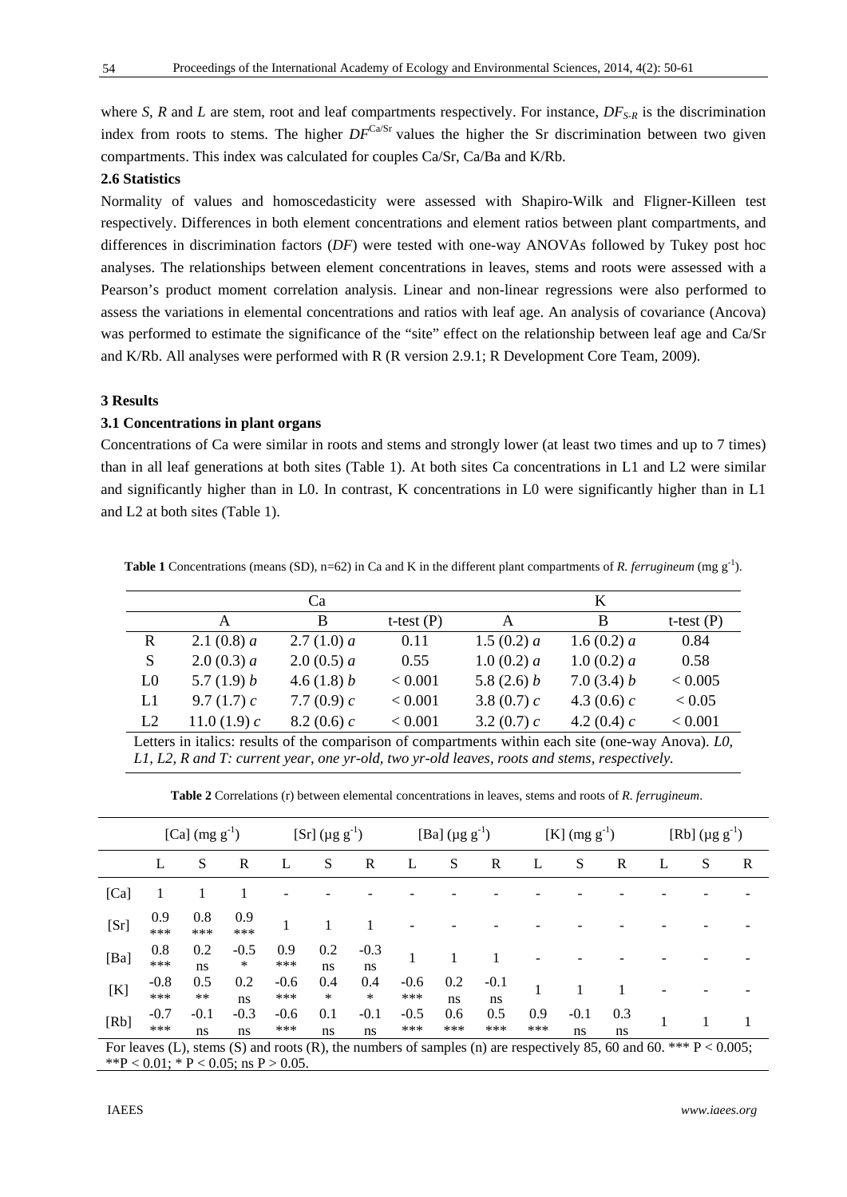where *S*, *R* and *L* are stem, root and leaf compartments respectively. For instance, $DF_{S\text{-}R}$ is the discrimination index from roots to stems. The higher $DF^{Ca/Sr}$ values the higher the Sr discrimination between two given compartments. This index was calculated for couples Ca/Sr, Ca/Ba and K/Rb.

### 2.6 Statistics

Normality of values and homoscedasticity were assessed with Shapiro-Wilk and Fligner-Killeen test respectively. Differences in both element concentrations and element ratios between plant compartments, and differences in discrimination factors (*DF*) were tested with one-way ANOVAs followed by Tukey post hoc analyses. The relationships between element concentrations in leaves, stems and roots were assessed with a Pearson's product moment correlation analysis. Linear and non-linear regressions were also performed to assess the variations in elemental concentrations and ratios with leaf age. An analysis of covariance (Ancova) was performed to estimate the significance of the "site" effect on the relationship between leaf age and Ca/Sr and K/Rb. All analyses were performed with R (R version 2.9.1; R Development Core Team, 2009).

## 3 Results

### 3.1 Concentrations in plant organs

Concentrations of Ca were similar in roots and stems and strongly lower (at least two times and up to 7 times) than in all leaf generations at both sites (Table 1). At both sites Ca concentrations in L1 and L2 were similar and significantly higher than in L0. In contrast, K concentrations in L0 were significantly higher than in L1 and L2 at both sites (Table 1).

**Table 1** Concentrations (means (SD), n=62) in Ca and K in the different plant compartments of *R. ferrugineum* (mg g$^{-1}$).

| | Ca | | | K | | |
|---|---|---|---|---|---|---|
| | A | B | t-test (P) | A | B | t-test (P) |
| R | 2.1 (0.8) *a* | 2.7 (1.0) *a* | 0.11 | 1.5 (0.2) *a* | 1.6 (0.2) *a* | 0.84 |
| S | 2.0 (0.3) *a* | 2.0 (0.5) *a* | 0.55 | 1.0 (0.2) *a* | 1.0 (0.2) *a* | 0.58 |
| L0 | 5.7 (1.9) *b* | 4.6 (1.8) *b* | < 0.001 | 5.8 (2.6) *b* | 7.0 (3.4) *b* | < 0.005 |
| L1 | 9.7 (1.7) *c* | 7.7 (0.9) *c* | < 0.001 | 3.8 (0.7) *c* | 4.3 (0.6) *c* | < 0.05 |
| L2 | 11.0 (1.9) *c* | 8.2 (0.6) *c* | < 0.001 | 3.2 (0.7) *c* | 4.2 (0.4) *c* | < 0.001 |

Letters in italics: results of the comparison of compartments within each site (one-way Anova). *L0, L1, L2, R and T: current year, one yr-old, two yr-old leaves, roots and stems, respectively.*

**Table 2** Correlations (r) between elemental concentrations in leaves, stems and roots of *R. ferrugineum*.

| | [Ca] (mg g$^{-1}$) | | | [Sr] (µg g$^{-1}$) | | | [Ba] (µg g$^{-1}$) | | | [K] (mg g$^{-1}$) | | | [Rb] (µg g$^{-1}$) | | |
|---|---|---|---|---|---|---|---|---|---|---|---|---|---|---|---|
| | L | S | R | L | S | R | L | S | R | L | S | R | L | S | R |
| [Ca] | 1 | 1 | 1 | - | - | - | - | - | - | - | - | - | - | - | - |
| [Sr] | 0.9 *** | 0.8 *** | 0.9 *** | 1 | 1 | 1 | - | - | - | - | - | - | - | - | - |
| [Ba] | 0.8 *** | 0.2 ns | -0.5 * | 0.9 *** | 0.2 ns | -0.3 ns | 1 | 1 | 1 | - | - | - | - | - | - |
| [K] | -0.8 *** | 0.5 ** | 0.2 ns | -0.6 *** | 0.4 * | 0.4 * | -0.6 *** | 0.2 ns | -0.1 ns | 1 | 1 | 1 | - | - | - |
| [Rb] | -0.7 *** | -0.1 ns | -0.3 ns | -0.6 *** | 0.1 ns | -0.1 ns | -0.5 *** | 0.6 *** | 0.5 *** | 0.9 *** | -0.1 ns | 0.3 ns | 1 | 1 | 1 |

For leaves (L), stems (S) and roots (R), the numbers of samples (n) are respectively 85, 60 and 60. *** P < 0.005; **P < 0.01; * P < 0.05; ns P > 0.05.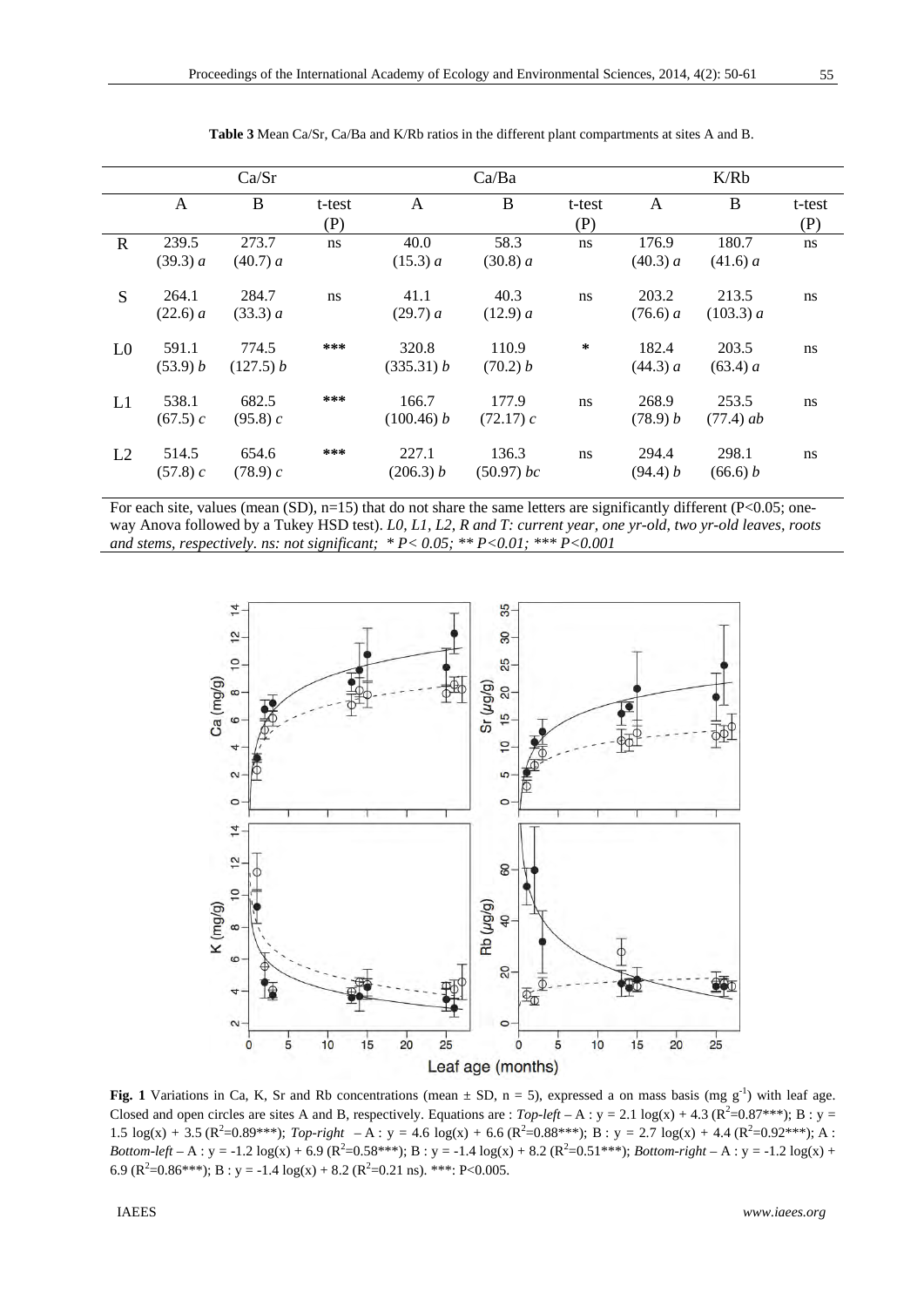**Table 3** Mean Ca/Sr, Ca/Ba and K/Rb ratios in the different plant compartments at sites A and B.

| | Ca/Sr | | | Ca/Ba | | | K/Rb | | |
|---|---|---|---|---|---|---|---|---|---|
| | A | B | t-test (P) | A | B | t-test (P) | A | B | t-test (P) |
| R | 239.5 (39.3) *a* | 273.7 (40.7) *a* | ns | 40.0 (15.3) *a* | 58.3 (30.8) *a* | ns | 176.9 (40.3) *a* | 180.7 (41.6) *a* | ns |
| S | 264.1 (22.6) *a* | 284.7 (33.3) *a* | ns | 41.1 (29.7) *a* | 40.3 (12.9) *a* | ns | 203.2 (76.6) *a* | 213.5 (103.3) *a* | ns |
| L0 | 591.1 (53.9) *b* | 774.5 (127.5) *b* | *** | 320.8 (335.31) *b* | 110.9 (70.2) *b* | * | 182.4 (44.3) *a* | 203.5 (63.4) *a* | ns |
| L1 | 538.1 (67.5) *c* | 682.5 (95.8) *c* | *** | 166.7 (100.46) *b* | 177.9 (72.17) *c* | ns | 268.9 (78.9) *b* | 253.5 (77.4) *ab* | ns |
| L2 | 514.5 (57.8) *c* | 654.6 (78.9) *c* | *** | 227.1 (206.3) *b* | 136.3 (50.97) *bc* | ns | 294.4 (94.4) *b* | 298.1 (66.6) *b* | ns |

For each site, values (mean (SD), n=15) that do not share the same letters are significantly different (P<0.05; one-way Anova followed by a Tukey HSD test). *L0, L1, L2, R and T: current year, one yr-old, two yr-old leaves, roots and stems, respectively. ns: not significant; * P< 0.05; ** P<0.01; *** P<0.001*

**Fig. 1** Variations in Ca, K, Sr and Rb concentrations (mean ± SD, n = 5), expressed a on mass basis (mg $g^{-1}$) with leaf age. Closed and open circles are sites A and B, respectively. Equations are : *Top-left* – A : $y = 2.1 \log(x) + 4.3$ ($R^2$=0.87***); B : $y = 1.5 \log(x) + 3.5$ ($R^2$=0.89***); *Top-right* – A : $y = 4.6 \log(x) + 6.6$ ($R^2$=0.88***); B : $y = 2.7 \log(x) + 4.4$ ($R^2$=0.92***); A : *Bottom-left* – A : $y = -1.2 \log(x) + 6.9$ ($R^2$=0.58***); B : $y = -1.4 \log(x) + 8.2$ ($R^2$=0.51***); *Bottom-right* – A : $y = -1.2 \log(x) + 6.9$ ($R^2$=0.86***); B : $y = -1.4 \log(x) + 8.2$ ($R^2$=0.21 ns). ***: P<0.005.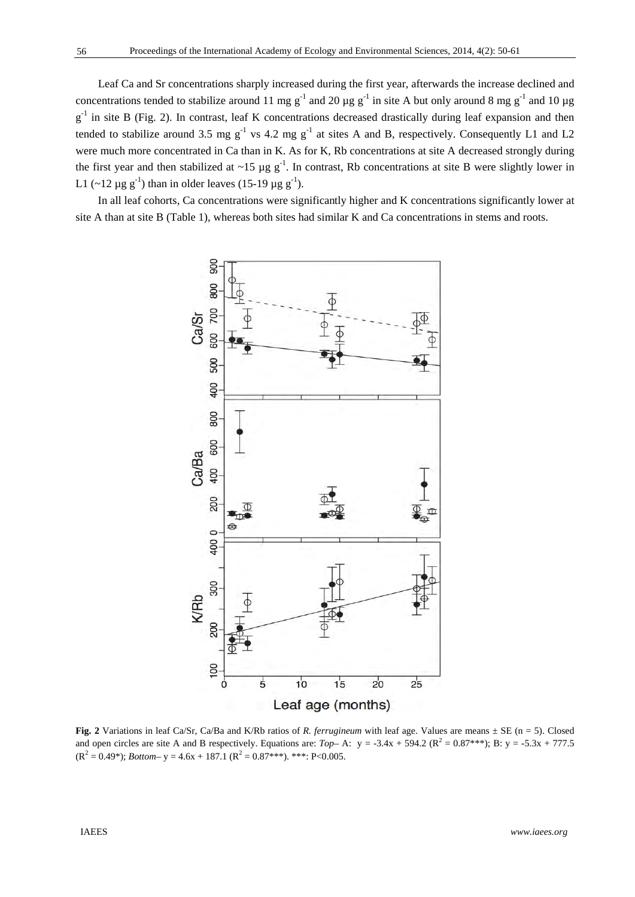Leaf Ca and Sr concentrations sharply increased during the first year, afterwards the increase declined and concentrations tended to stabilize around 11 mg $g^{-1}$ and 20 µg $g^{-1}$ in site A but only around 8 mg $g^{-1}$ and 10 µg $g^{-1}$ in site B (Fig. 2). In contrast, leaf K concentrations decreased drastically during leaf expansion and then tended to stabilize around 3.5 mg $g^{-1}$ vs 4.2 mg $g^{-1}$ at sites A and B, respectively. Consequently L1 and L2 were much more concentrated in Ca than in K. As for K, Rb concentrations at site A decreased strongly during the first year and then stabilized at ~15 µg $g^{-1}$. In contrast, Rb concentrations at site B were slightly lower in L1 (~12 µg $g^{-1}$) than in older leaves (15-19 µg $g^{-1}$).

In all leaf cohorts, Ca concentrations were significantly higher and K concentrations significantly lower at site A than at site B (Table 1), whereas both sites had similar K and Ca concentrations in stems and roots.

**Fig. 2** Variations in leaf Ca/Sr, Ca/Ba and K/Rb ratios of *R. ferrugineum* with leaf age. Values are means ± SE (n = 5). Closed and open circles are site A and B respectively. Equations are: *Top*– A: $y = -3.4x + 594.2$ ($R^2 = 0.87$***); B: $y = -5.3x + 777.5$ ($R^2 = 0.49$*); *Bottom*– $y = 4.6x + 187.1$ ($R^2 = 0.87$***). ***: $P<0.005$.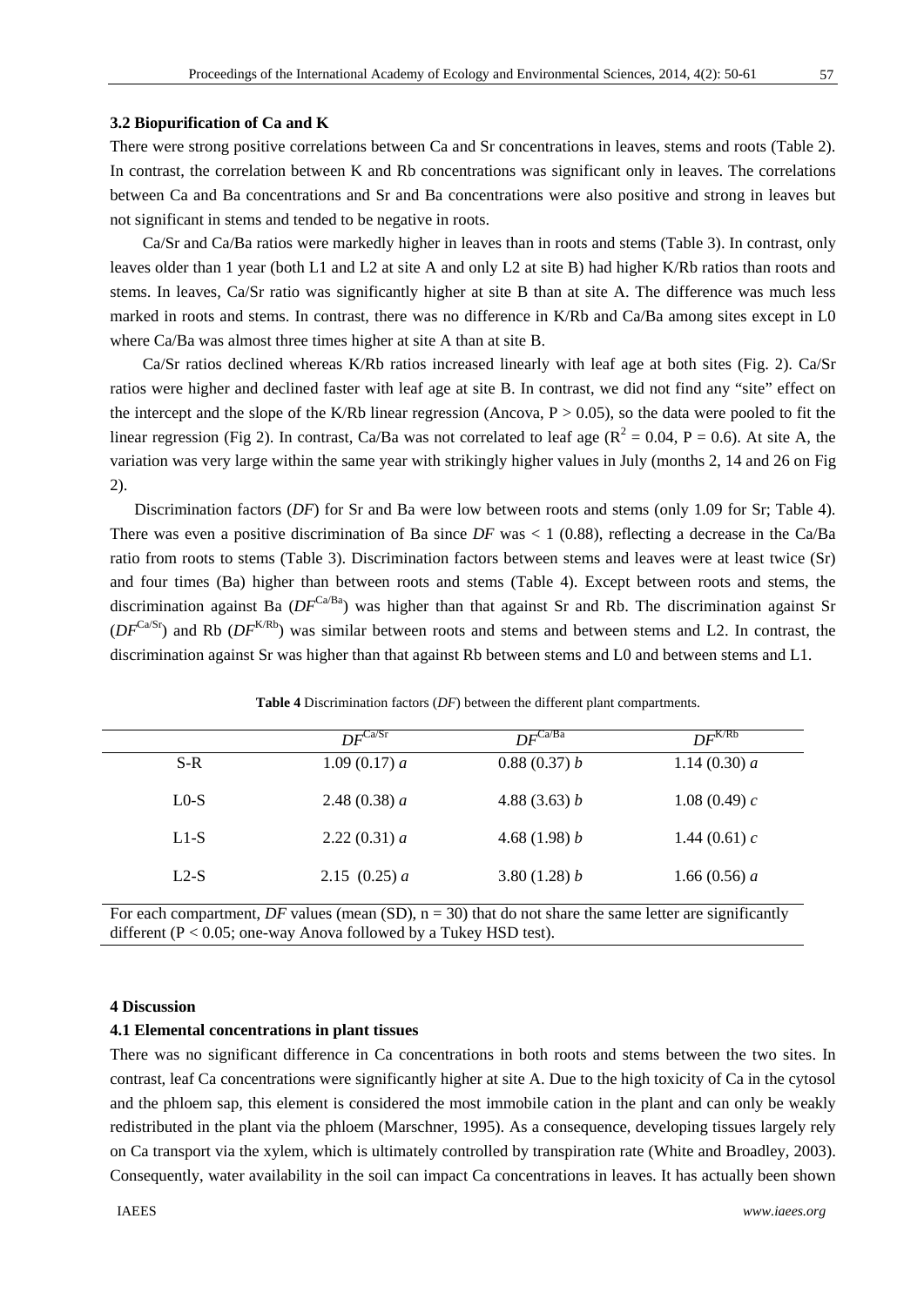### 3.2 Biopurification of Ca and K

There were strong positive correlations between Ca and Sr concentrations in leaves, stems and roots (Table 2). In contrast, the correlation between K and Rb concentrations was significant only in leaves. The correlations between Ca and Ba concentrations and Sr and Ba concentrations were also positive and strong in leaves but not significant in stems and tended to be negative in roots.

Ca/Sr and Ca/Ba ratios were markedly higher in leaves than in roots and stems (Table 3). In contrast, only leaves older than 1 year (both L1 and L2 at site A and only L2 at site B) had higher K/Rb ratios than roots and stems. In leaves, Ca/Sr ratio was significantly higher at site B than at site A. The difference was much less marked in roots and stems. In contrast, there was no difference in K/Rb and Ca/Ba among sites except in L0 where Ca/Ba was almost three times higher at site A than at site B.

Ca/Sr ratios declined whereas K/Rb ratios increased linearly with leaf age at both sites (Fig. 2). Ca/Sr ratios were higher and declined faster with leaf age at site B. In contrast, we did not find any "site" effect on the intercept and the slope of the K/Rb linear regression (Ancova, $P > 0.05$), so the data were pooled to fit the linear regression (Fig 2). In contrast, Ca/Ba was not correlated to leaf age ($R^2 = 0.04$, $P = 0.6$). At site A, the variation was very large within the same year with strikingly higher values in July (months 2, 14 and 26 on Fig 2).

Discrimination factors (*DF*) for Sr and Ba were low between roots and stems (only 1.09 for Sr; Table 4). There was even a positive discrimination of Ba since *DF* was < 1 (0.88), reflecting a decrease in the Ca/Ba ratio from roots to stems (Table 3). Discrimination factors between stems and leaves were at least twice (Sr) and four times (Ba) higher than between roots and stems (Table 4). Except between roots and stems, the discrimination against Ba ($DF^{Ca/Ba}$) was higher than that against Sr and Rb. The discrimination against Sr ($DF^{Ca/Sr}$) and Rb ($DF^{K/Rb}$) was similar between roots and stems and between stems and L2. In contrast, the discrimination against Sr was higher than that against Rb between stems and L0 and between stems and L1.

**Table 4** Discrimination factors (*DF*) between the different plant compartments.

| | $DF^{Ca/Sr}$ | $DF^{Ca/Ba}$ | $DF^{K/Rb}$ |
|---|---|---|---|
| S-R | 1.09 (0.17) *a* | 0.88 (0.37) *b* | 1.14 (0.30) *a* |
| L0-S | 2.48 (0.38) *a* | 4.88 (3.63) *b* | 1.08 (0.49) *c* |
| L1-S | 2.22 (0.31) *a* | 4.68 (1.98) *b* | 1.44 (0.61) *c* |
| L2-S | 2.15 (0.25) *a* | 3.80 (1.28) *b* | 1.66 (0.56) *a* |

For each compartment, *DF* values (mean (SD), n = 30) that do not share the same letter are significantly different ($P < 0.05$; one-way Anova followed by a Tukey HSD test).

## 4 Discussion

### 4.1 Elemental concentrations in plant tissues

There was no significant difference in Ca concentrations in both roots and stems between the two sites. In contrast, leaf Ca concentrations were significantly higher at site A. Due to the high toxicity of Ca in the cytosol and the phloem sap, this element is considered the most immobile cation in the plant and can only be weakly redistributed in the plant via the phloem (Marschner, 1995). As a consequence, developing tissues largely rely on Ca transport via the xylem, which is ultimately controlled by transpiration rate (White and Broadley, 2003). Consequently, water availability in the soil can impact Ca concentrations in leaves. It has actually been shown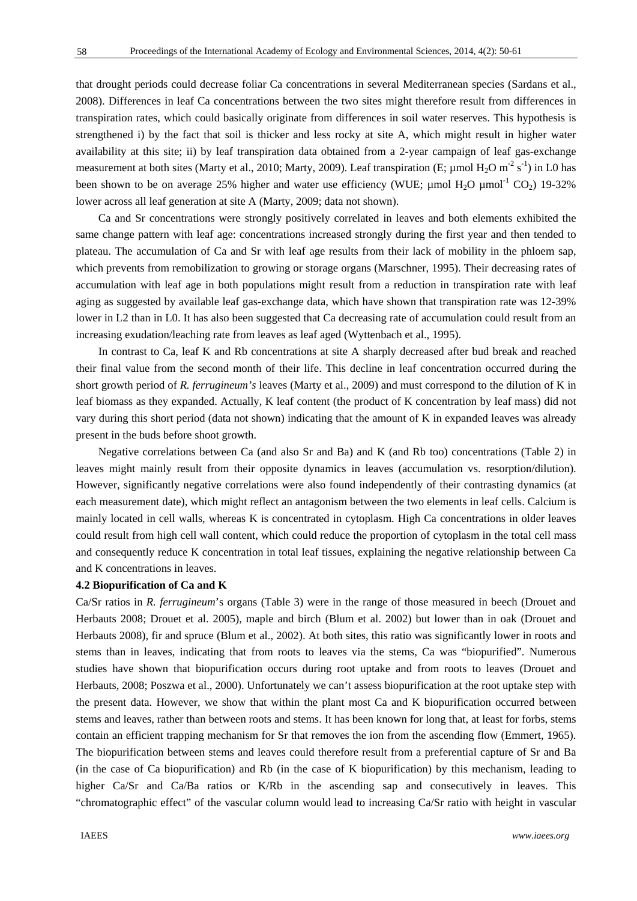that drought periods could decrease foliar Ca concentrations in several Mediterranean species (Sardans et al., 2008). Differences in leaf Ca concentrations between the two sites might therefore result from differences in transpiration rates, which could basically originate from differences in soil water reserves. This hypothesis is strengthened i) by the fact that soil is thicker and less rocky at site A, which might result in higher water availability at this site; ii) by leaf transpiration data obtained from a 2-year campaign of leaf gas-exchange measurement at both sites (Marty et al., 2010; Marty, 2009). Leaf transpiration (E; µmol $H_2O$ $m^{-2}$ $s^{-1}$) in L0 has been shown to be on average 25% higher and water use efficiency (WUE; µmol $H_2O$ µmol$^{-1}$ $CO_2$) 19-32% lower across all leaf generation at site A (Marty, 2009; data not shown).

Ca and Sr concentrations were strongly positively correlated in leaves and both elements exhibited the same change pattern with leaf age: concentrations increased strongly during the first year and then tended to plateau. The accumulation of Ca and Sr with leaf age results from their lack of mobility in the phloem sap, which prevents from remobilization to growing or storage organs (Marschner, 1995). Their decreasing rates of accumulation with leaf age in both populations might result from a reduction in transpiration rate with leaf aging as suggested by available leaf gas-exchange data, which have shown that transpiration rate was 12-39% lower in L2 than in L0. It has also been suggested that Ca decreasing rate of accumulation could result from an increasing exudation/leaching rate from leaves as leaf aged (Wyttenbach et al., 1995).

In contrast to Ca, leaf K and Rb concentrations at site A sharply decreased after bud break and reached their final value from the second month of their life. This decline in leaf concentration occurred during the short growth period of *R. ferrugineum's* leaves (Marty et al., 2009) and must correspond to the dilution of K in leaf biomass as they expanded. Actually, K leaf content (the product of K concentration by leaf mass) did not vary during this short period (data not shown) indicating that the amount of K in expanded leaves was already present in the buds before shoot growth.

Negative correlations between Ca (and also Sr and Ba) and K (and Rb too) concentrations (Table 2) in leaves might mainly result from their opposite dynamics in leaves (accumulation vs. resorption/dilution). However, significantly negative correlations were also found independently of their contrasting dynamics (at each measurement date), which might reflect an antagonism between the two elements in leaf cells. Calcium is mainly located in cell walls, whereas K is concentrated in cytoplasm. High Ca concentrations in older leaves could result from high cell wall content, which could reduce the proportion of cytoplasm in the total cell mass and consequently reduce K concentration in total leaf tissues, explaining the negative relationship between Ca and K concentrations in leaves.

### 4.2 Biopurification of Ca and K

Ca/Sr ratios in *R. ferrugineum*'s organs (Table 3) were in the range of those measured in beech (Drouet and Herbauts 2008; Drouet et al. 2005), maple and birch (Blum et al. 2002) but lower than in oak (Drouet and Herbauts 2008), fir and spruce (Blum et al., 2002). At both sites, this ratio was significantly lower in roots and stems than in leaves, indicating that from roots to leaves via the stems, Ca was "biopurified". Numerous studies have shown that biopurification occurs during root uptake and from roots to leaves (Drouet and Herbauts, 2008; Poszwa et al., 2000). Unfortunately we can't assess biopurification at the root uptake step with the present data. However, we show that within the plant most Ca and K biopurification occurred between stems and leaves, rather than between roots and stems. It has been known for long that, at least for forbs, stems contain an efficient trapping mechanism for Sr that removes the ion from the ascending flow (Emmert, 1965). The biopurification between stems and leaves could therefore result from a preferential capture of Sr and Ba (in the case of Ca biopurification) and Rb (in the case of K biopurification) by this mechanism, leading to higher Ca/Sr and Ca/Ba ratios or K/Rb in the ascending sap and consecutively in leaves. This "chromatographic effect" of the vascular column would lead to increasing Ca/Sr ratio with height in vascular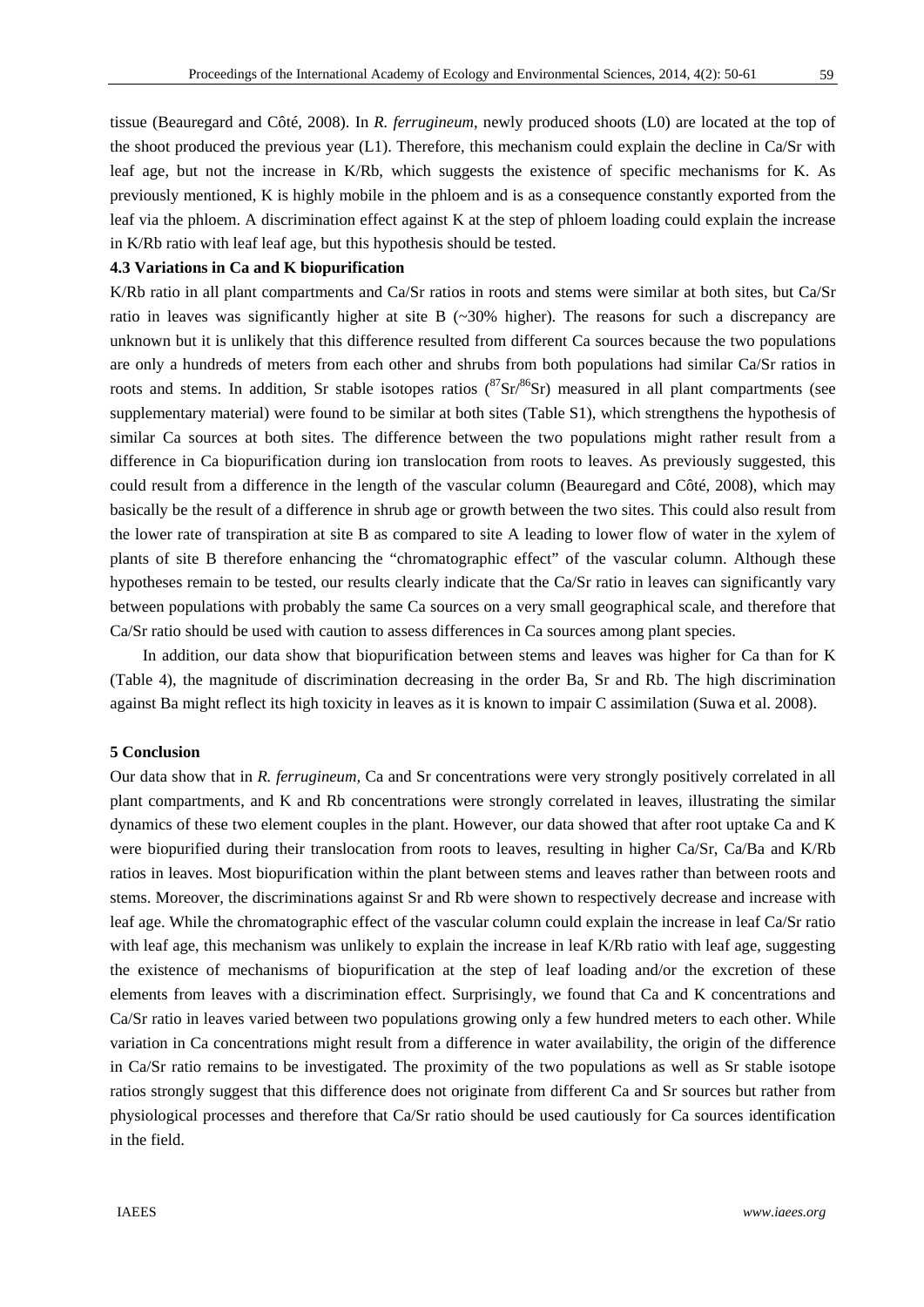tissue (Beauregard and Côté, 2008). In *R. ferrugineum*, newly produced shoots (L0) are located at the top of the shoot produced the previous year (L1). Therefore, this mechanism could explain the decline in Ca/Sr with leaf age, but not the increase in K/Rb, which suggests the existence of specific mechanisms for K. As previously mentioned, K is highly mobile in the phloem and is as a consequence constantly exported from the leaf via the phloem. A discrimination effect against K at the step of phloem loading could explain the increase in K/Rb ratio with leaf leaf age, but this hypothesis should be tested.

### 4.3 Variations in Ca and K biopurification

K/Rb ratio in all plant compartments and Ca/Sr ratios in roots and stems were similar at both sites, but Ca/Sr ratio in leaves was significantly higher at site B (~30% higher). The reasons for such a discrepancy are unknown but it is unlikely that this difference resulted from different Ca sources because the two populations are only a hundreds of meters from each other and shrubs from both populations had similar Ca/Sr ratios in roots and stems. In addition, Sr stable isotopes ratios ($^{87}Sr/^{86}Sr$) measured in all plant compartments (see supplementary material) were found to be similar at both sites (Table S1), which strengthens the hypothesis of similar Ca sources at both sites. The difference between the two populations might rather result from a difference in Ca biopurification during ion translocation from roots to leaves. As previously suggested, this could result from a difference in the length of the vascular column (Beauregard and Côté, 2008), which may basically be the result of a difference in shrub age or growth between the two sites. This could also result from the lower rate of transpiration at site B as compared to site A leading to lower flow of water in the xylem of plants of site B therefore enhancing the "chromatographic effect" of the vascular column. Although these hypotheses remain to be tested, our results clearly indicate that the Ca/Sr ratio in leaves can significantly vary between populations with probably the same Ca sources on a very small geographical scale, and therefore that Ca/Sr ratio should be used with caution to assess differences in Ca sources among plant species.

In addition, our data show that biopurification between stems and leaves was higher for Ca than for K (Table 4), the magnitude of discrimination decreasing in the order Ba, Sr and Rb. The high discrimination against Ba might reflect its high toxicity in leaves as it is known to impair C assimilation (Suwa et al. 2008).

## 5 Conclusion

Our data show that in *R. ferrugineum*, Ca and Sr concentrations were very strongly positively correlated in all plant compartments, and K and Rb concentrations were strongly correlated in leaves, illustrating the similar dynamics of these two element couples in the plant. However, our data showed that after root uptake Ca and K were biopurified during their translocation from roots to leaves, resulting in higher Ca/Sr, Ca/Ba and K/Rb ratios in leaves. Most biopurification within the plant between stems and leaves rather than between roots and stems. Moreover, the discriminations against Sr and Rb were shown to respectively decrease and increase with leaf age. While the chromatographic effect of the vascular column could explain the increase in leaf Ca/Sr ratio with leaf age, this mechanism was unlikely to explain the increase in leaf K/Rb ratio with leaf age, suggesting the existence of mechanisms of biopurification at the step of leaf loading and/or the excretion of these elements from leaves with a discrimination effect. Surprisingly, we found that Ca and K concentrations and Ca/Sr ratio in leaves varied between two populations growing only a few hundred meters to each other. While variation in Ca concentrations might result from a difference in water availability, the origin of the difference in Ca/Sr ratio remains to be investigated. The proximity of the two populations as well as Sr stable isotope ratios strongly suggest that this difference does not originate from different Ca and Sr sources but rather from physiological processes and therefore that Ca/Sr ratio should be used cautiously for Ca sources identification in the field.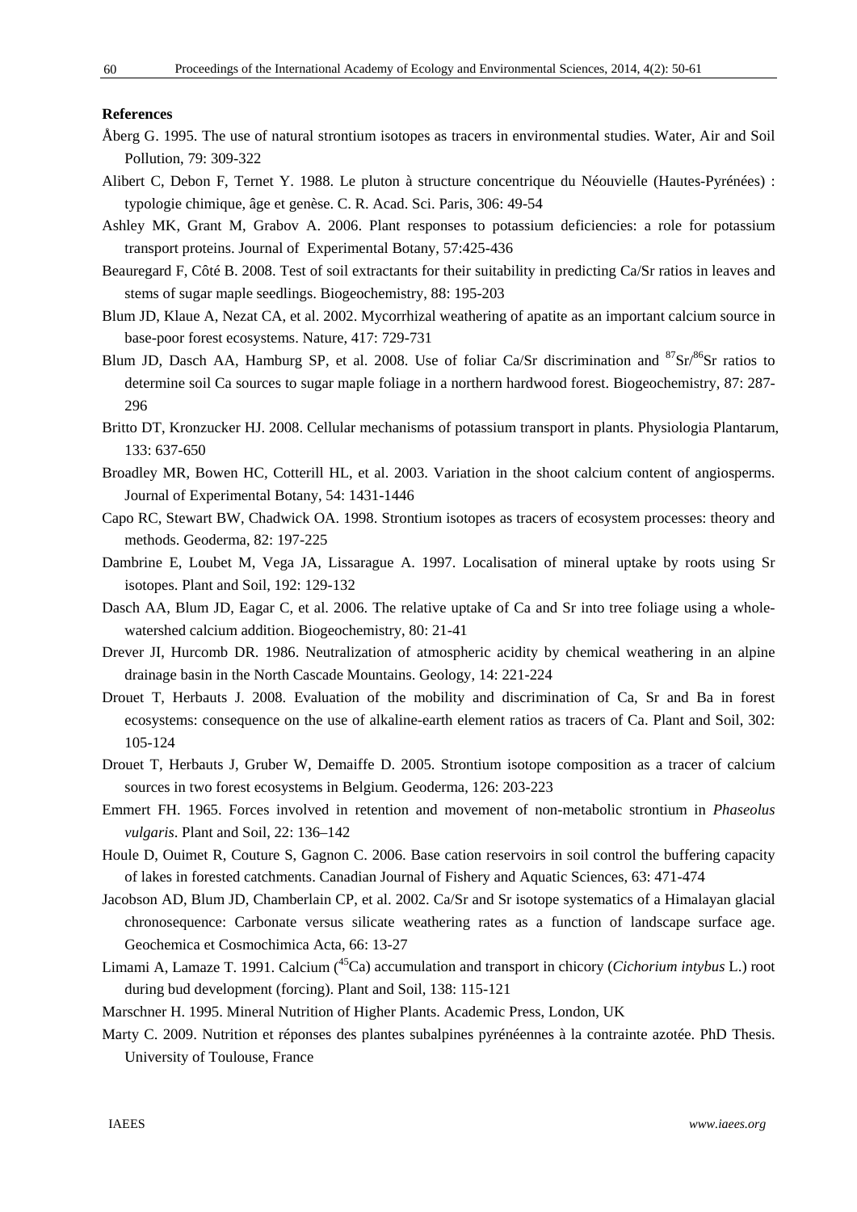**References**

Åberg G. 1995. The use of natural strontium isotopes as tracers in environmental studies. Water, Air and Soil Pollution, 79: 309-322

Alibert C, Debon F, Ternet Y. 1988. Le pluton à structure concentrique du Néouvielle (Hautes-Pyrénées) : typologie chimique, âge et genèse. C. R. Acad. Sci. Paris, 306: 49-54

Ashley MK, Grant M, Grabov A. 2006. Plant responses to potassium deficiencies: a role for potassium transport proteins. Journal of Experimental Botany, 57:425-436

Beauregard F, Côté B. 2008. Test of soil extractants for their suitability in predicting Ca/Sr ratios in leaves and stems of sugar maple seedlings. Biogeochemistry, 88: 195-203

Blum JD, Klaue A, Nezat CA, et al. 2002. Mycorrhizal weathering of apatite as an important calcium source in base-poor forest ecosystems. Nature, 417: 729-731

Blum JD, Dasch AA, Hamburg SP, et al. 2008. Use of foliar Ca/Sr discrimination and $^{87}Sr/^{86}Sr$ ratios to determine soil Ca sources to sugar maple foliage in a northern hardwood forest. Biogeochemistry, 87: 287-296

Britto DT, Kronzucker HJ. 2008. Cellular mechanisms of potassium transport in plants. Physiologia Plantarum, 133: 637-650

Broadley MR, Bowen HC, Cotterill HL, et al. 2003. Variation in the shoot calcium content of angiosperms. Journal of Experimental Botany, 54: 1431-1446

Capo RC, Stewart BW, Chadwick OA. 1998. Strontium isotopes as tracers of ecosystem processes: theory and methods. Geoderma, 82: 197-225

Dambrine E, Loubet M, Vega JA, Lissarague A. 1997. Localisation of mineral uptake by roots using Sr isotopes. Plant and Soil, 192: 129-132

Dasch AA, Blum JD, Eagar C, et al. 2006. The relative uptake of Ca and Sr into tree foliage using a whole-watershed calcium addition. Biogeochemistry, 80: 21-41

Drever JI, Hurcomb DR. 1986. Neutralization of atmospheric acidity by chemical weathering in an alpine drainage basin in the North Cascade Mountains. Geology, 14: 221-224

Drouet T, Herbauts J. 2008. Evaluation of the mobility and discrimination of Ca, Sr and Ba in forest ecosystems: consequence on the use of alkaline-earth element ratios as tracers of Ca. Plant and Soil, 302: 105-124

Drouet T, Herbauts J, Gruber W, Demaiffe D. 2005. Strontium isotope composition as a tracer of calcium sources in two forest ecosystems in Belgium. Geoderma, 126: 203-223

Emmert FH. 1965. Forces involved in retention and movement of non-metabolic strontium in *Phaseolus vulgaris*. Plant and Soil, 22: 136–142

Houle D, Ouimet R, Couture S, Gagnon C. 2006. Base cation reservoirs in soil control the buffering capacity of lakes in forested catchments. Canadian Journal of Fishery and Aquatic Sciences, 63: 471-474

Jacobson AD, Blum JD, Chamberlain CP, et al. 2002. Ca/Sr and Sr isotope systematics of a Himalayan glacial chronosequence: Carbonate versus silicate weathering rates as a function of landscape surface age. Geochemica et Cosmochimica Acta, 66: 13-27

Limami A, Lamaze T. 1991. Calcium ($^{45}Ca$) accumulation and transport in chicory (*Cichorium intybus* L.) root during bud development (forcing). Plant and Soil, 138: 115-121

Marschner H. 1995. Mineral Nutrition of Higher Plants. Academic Press, London, UK

Marty C. 2009. Nutrition et réponses des plantes subalpines pyrénéennes à la contrainte azotée. PhD Thesis. University of Toulouse, France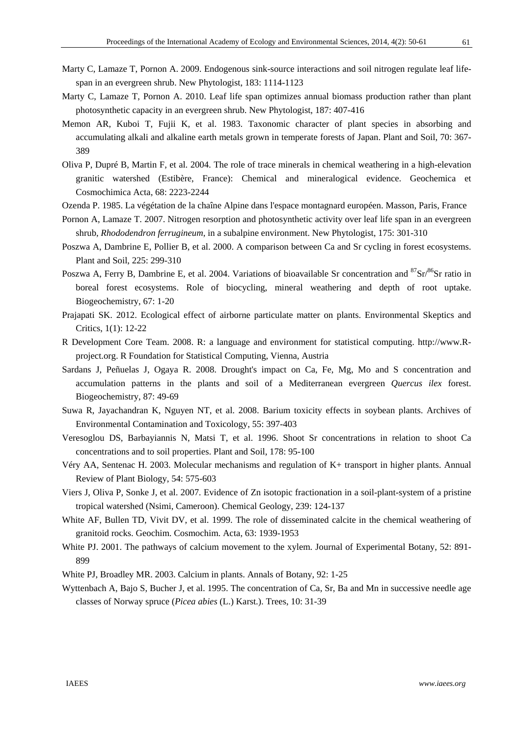Marty C, Lamaze T, Pornon A. 2009. Endogenous sink-source interactions and soil nitrogen regulate leaf life-span in an evergreen shrub. New Phytologist, 183: 1114-1123

Marty C, Lamaze T, Pornon A. 2010. Leaf life span optimizes annual biomass production rather than plant photosynthetic capacity in an evergreen shrub. New Phytologist, 187: 407-416

Memon AR, Kuboi T, Fujii K, et al. 1983. Taxonomic character of plant species in absorbing and accumulating alkali and alkaline earth metals grown in temperate forests of Japan. Plant and Soil, 70: 367-389

Oliva P, Dupré B, Martin F, et al. 2004. The role of trace minerals in chemical weathering in a high-elevation granitic watershed (Estibère, France): Chemical and mineralogical evidence. Geochemica et Cosmochimica Acta, 68: 2223-2244

Ozenda P. 1985. La végétation de la chaîne Alpine dans l'espace montagnard européen. Masson, Paris, France

Pornon A, Lamaze T. 2007. Nitrogen resorption and photosynthetic activity over leaf life span in an evergreen shrub, *Rhododendron ferrugineum*, in a subalpine environment. New Phytologist, 175: 301-310

Poszwa A, Dambrine E, Pollier B, et al. 2000. A comparison between Ca and Sr cycling in forest ecosystems. Plant and Soil, 225: 299-310

Poszwa A, Ferry B, Dambrine E, et al. 2004. Variations of bioavailable Sr concentration and $^{87}Sr/^{86}Sr$ ratio in boreal forest ecosystems. Role of biocycling, mineral weathering and depth of root uptake. Biogeochemistry, 67: 1-20

Prajapati SK. 2012. Ecological effect of airborne particulate matter on plants. Environmental Skeptics and Critics, 1(1): 12-22

R Development Core Team. 2008. R: a language and environment for statistical computing. http://www.R-project.org. R Foundation for Statistical Computing, Vienna, Austria

Sardans J, Peñuelas J, Ogaya R. 2008. Drought's impact on Ca, Fe, Mg, Mo and S concentration and accumulation patterns in the plants and soil of a Mediterranean evergreen *Quercus ilex* forest. Biogeochemistry, 87: 49-69

Suwa R, Jayachandran K, Nguyen NT, et al. 2008. Barium toxicity effects in soybean plants. Archives of Environmental Contamination and Toxicology, 55: 397-403

Veresoglou DS, Barbayiannis N, Matsi T, et al. 1996. Shoot Sr concentrations in relation to shoot Ca concentrations and to soil properties. Plant and Soil, 178: 95-100

Véry AA, Sentenac H. 2003. Molecular mechanisms and regulation of $K^+$ transport in higher plants. Annual Review of Plant Biology, 54: 575-603

Viers J, Oliva P, Sonke J, et al. 2007. Evidence of Zn isotopic fractionation in a soil-plant-system of a pristine tropical watershed (Nsimi, Cameroon). Chemical Geology, 239: 124-137

White AF, Bullen TD, Vivit DV, et al. 1999. The role of disseminated calcite in the chemical weathering of granitoid rocks. Geochim. Cosmochim. Acta, 63: 1939-1953

White PJ. 2001. The pathways of calcium movement to the xylem. Journal of Experimental Botany, 52: 891-899

White PJ, Broadley MR. 2003. Calcium in plants. Annals of Botany, 92: 1-25

Wyttenbach A, Bajo S, Bucher J, et al. 1995. The concentration of Ca, Sr, Ba and Mn in successive needle age classes of Norway spruce (*Picea abies* (L.) Karst.). Trees, 10: 31-39